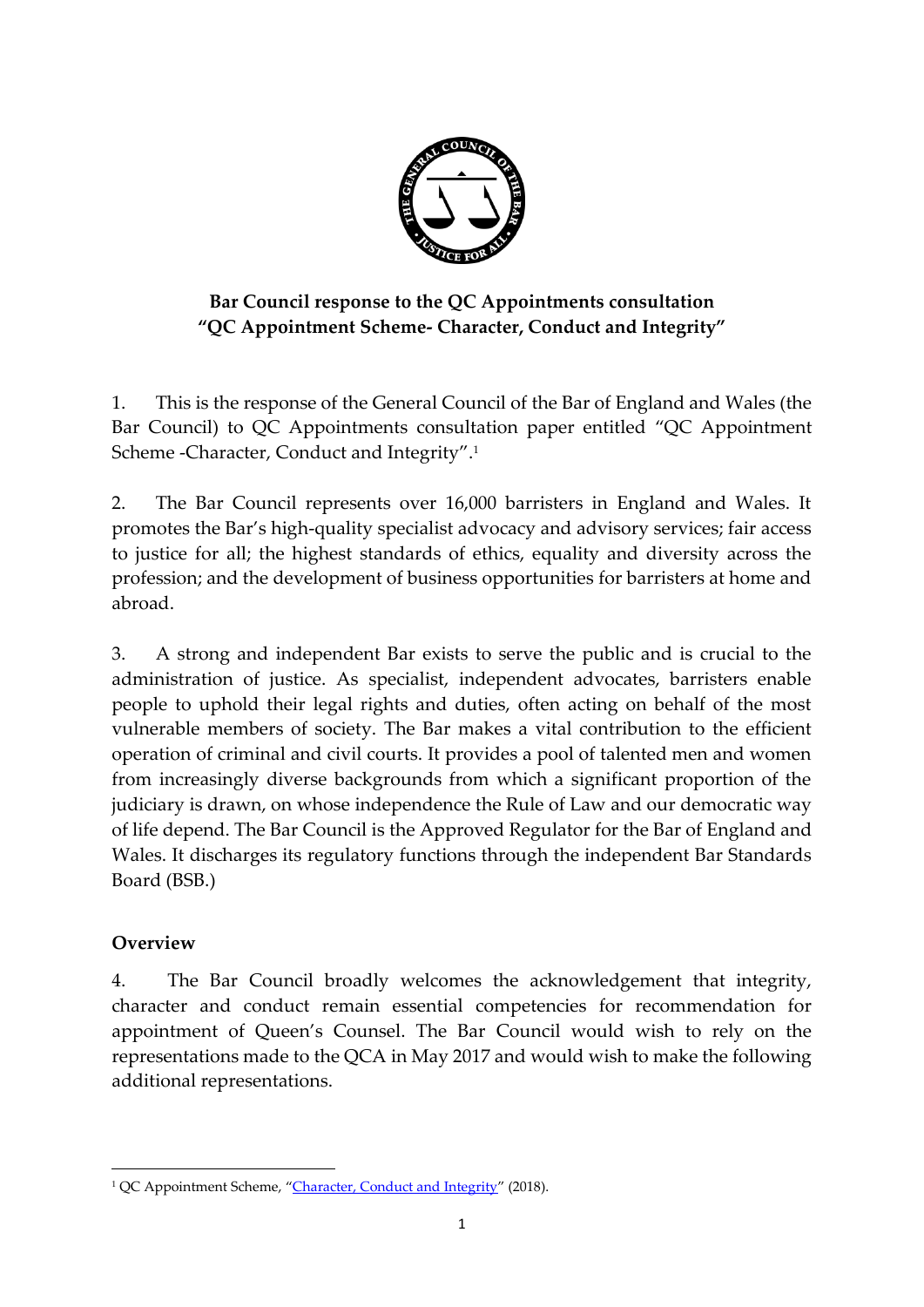**Bar Council response to the QC Appointments consultation**
**"QC Appointment Scheme- Character, Conduct and Integrity"**

1. This is the response of the General Council of the Bar of England and Wales (the Bar Council) to QC Appointments consultation paper entitled "QC Appointment Scheme -Character, Conduct and Integrity".[1]

2. The Bar Council represents over 16,000 barristers in England and Wales. It promotes the Bar's high-quality specialist advocacy and advisory services; fair access to justice for all; the highest standards of ethics, equality and diversity across the profession; and the development of business opportunities for barristers at home and abroad.

3. A strong and independent Bar exists to serve the public and is crucial to the administration of justice. As specialist, independent advocates, barristers enable people to uphold their legal rights and duties, often acting on behalf of the most vulnerable members of society. The Bar makes a vital contribution to the efficient operation of criminal and civil courts. It provides a pool of talented men and women from increasingly diverse backgrounds from which a significant proportion of the judiciary is drawn, on whose independence the Rule of Law and our democratic way of life depend. The Bar Council is the Approved Regulator for the Bar of England and Wales. It discharges its regulatory functions through the independent Bar Standards Board (BSB.)

## Overview

4. The Bar Council broadly welcomes the acknowledgement that integrity, character and conduct remain essential competencies for recommendation for appointment of Queen's Counsel. The Bar Council would wish to rely on the representations made to the QCA in May 2017 and would wish to make the following additional representations.

[1] QC Appointment Scheme, "Character, Conduct and Integrity" (2018).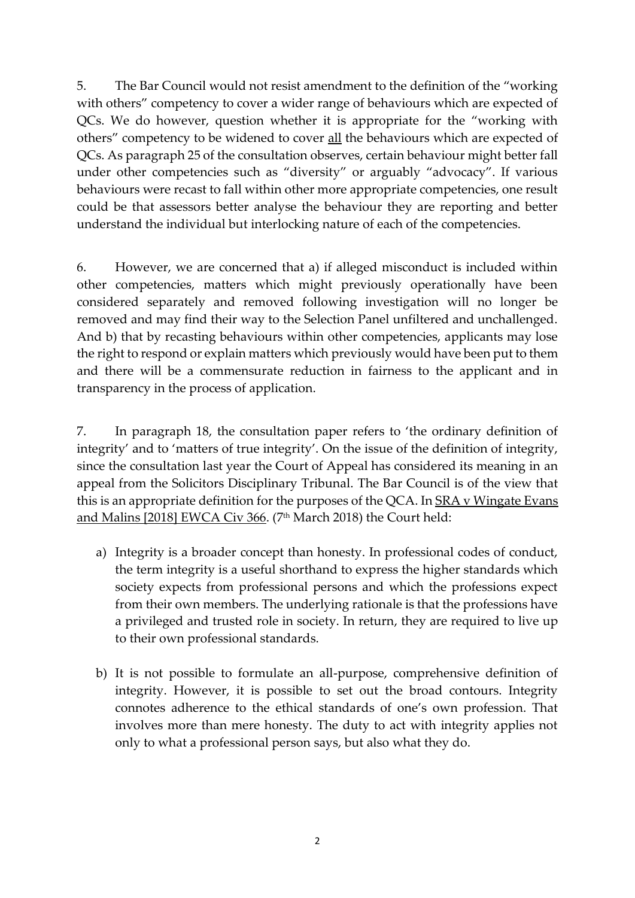5. The Bar Council would not resist amendment to the definition of the "working with others" competency to cover a wider range of behaviours which are expected of QCs. We do however, question whether it is appropriate for the "working with others" competency to be widened to cover <u>all</u> the behaviours which are expected of QCs. As paragraph 25 of the consultation observes, certain behaviour might better fall under other competencies such as "diversity" or arguably "advocacy". If various behaviours were recast to fall within other more appropriate competencies, one result could be that assessors better analyse the behaviour they are reporting and better understand the individual but interlocking nature of each of the competencies.

6. However, we are concerned that a) if alleged misconduct is included within other competencies, matters which might previously operationally have been considered separately and removed following investigation will no longer be removed and may find their way to the Selection Panel unfiltered and unchallenged. And b) that by recasting behaviours within other competencies, applicants may lose the right to respond or explain matters which previously would have been put to them and there will be a commensurate reduction in fairness to the applicant and in transparency in the process of application.

7. In paragraph 18, the consultation paper refers to 'the ordinary definition of integrity' and to 'matters of true integrity'. On the issue of the definition of integrity, since the consultation last year the Court of Appeal has considered its meaning in an appeal from the Solicitors Disciplinary Tribunal. The Bar Council is of the view that this is an appropriate definition for the purposes of the QCA. In <u>SRA v Wingate Evans and Malins [2018] EWCA Civ 366</u>. (7th March 2018) the Court held:

a) Integrity is a broader concept than honesty. In professional codes of conduct, the term integrity is a useful shorthand to express the higher standards which society expects from professional persons and which the professions expect from their own members. The underlying rationale is that the professions have a privileged and trusted role in society. In return, they are required to live up to their own professional standards.

b) It is not possible to formulate an all-purpose, comprehensive definition of integrity. However, it is possible to set out the broad contours. Integrity connotes adherence to the ethical standards of one's own profession. That involves more than mere honesty. The duty to act with integrity applies not only to what a professional person says, but also what they do.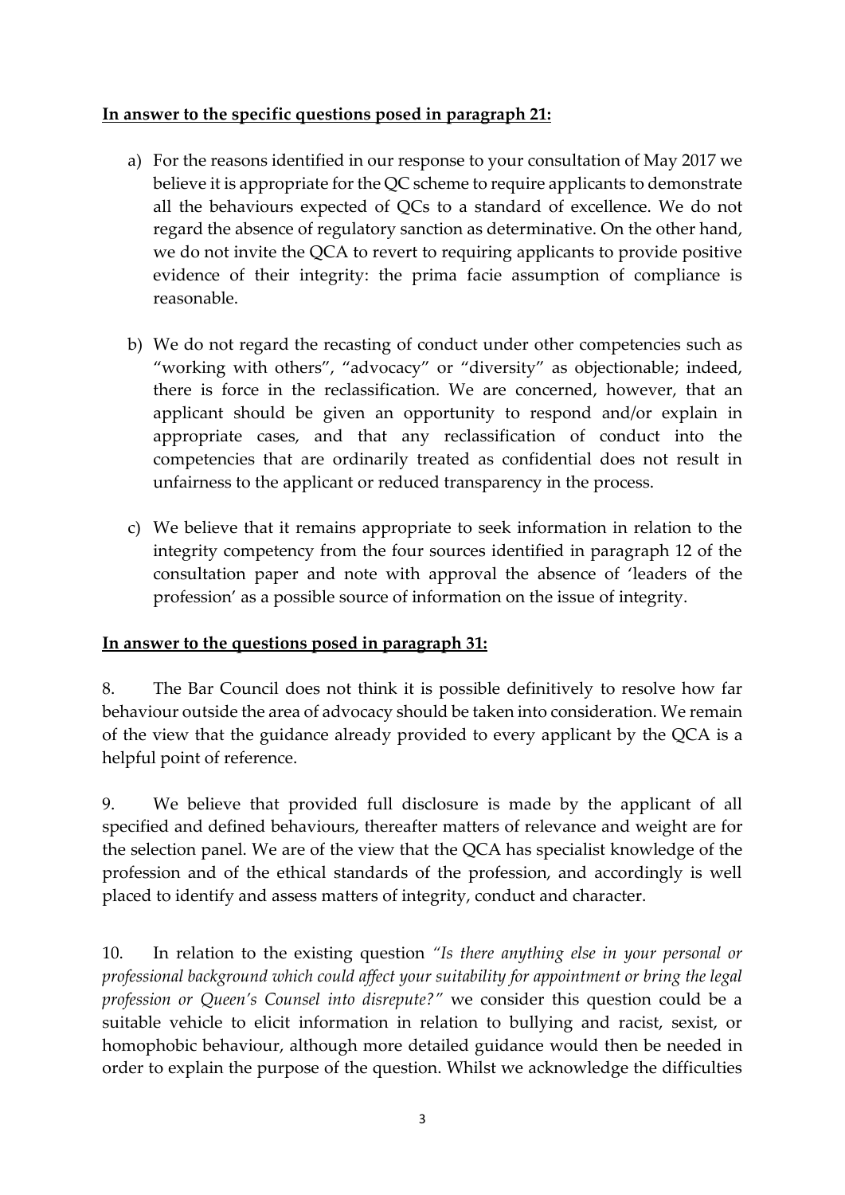**In answer to the specific questions posed in paragraph 21:**

a) For the reasons identified in our response to your consultation of May 2017 we believe it is appropriate for the QC scheme to require applicants to demonstrate all the behaviours expected of QCs to a standard of excellence. We do not regard the absence of regulatory sanction as determinative. On the other hand, we do not invite the QCA to revert to requiring applicants to provide positive evidence of their integrity: the prima facie assumption of compliance is reasonable.

b) We do not regard the recasting of conduct under other competencies such as "working with others", "advocacy" or "diversity" as objectionable; indeed, there is force in the reclassification. We are concerned, however, that an applicant should be given an opportunity to respond and/or explain in appropriate cases, and that any reclassification of conduct into the competencies that are ordinarily treated as confidential does not result in unfairness to the applicant or reduced transparency in the process.

c) We believe that it remains appropriate to seek information in relation to the integrity competency from the four sources identified in paragraph 12 of the consultation paper and note with approval the absence of 'leaders of the profession' as a possible source of information on the issue of integrity.

**In answer to the questions posed in paragraph 31:**

8. The Bar Council does not think it is possible definitively to resolve how far behaviour outside the area of advocacy should be taken into consideration. We remain of the view that the guidance already provided to every applicant by the QCA is a helpful point of reference.

9. We believe that provided full disclosure is made by the applicant of all specified and defined behaviours, thereafter matters of relevance and weight are for the selection panel. We are of the view that the QCA has specialist knowledge of the profession and of the ethical standards of the profession, and accordingly is well placed to identify and assess matters of integrity, conduct and character.

10. In relation to the existing question *"Is there anything else in your personal or professional background which could affect your suitability for appointment or bring the legal profession or Queen's Counsel into disrepute?"* we consider this question could be a suitable vehicle to elicit information in relation to bullying and racist, sexist, or homophobic behaviour, although more detailed guidance would then be needed in order to explain the purpose of the question. Whilst we acknowledge the difficulties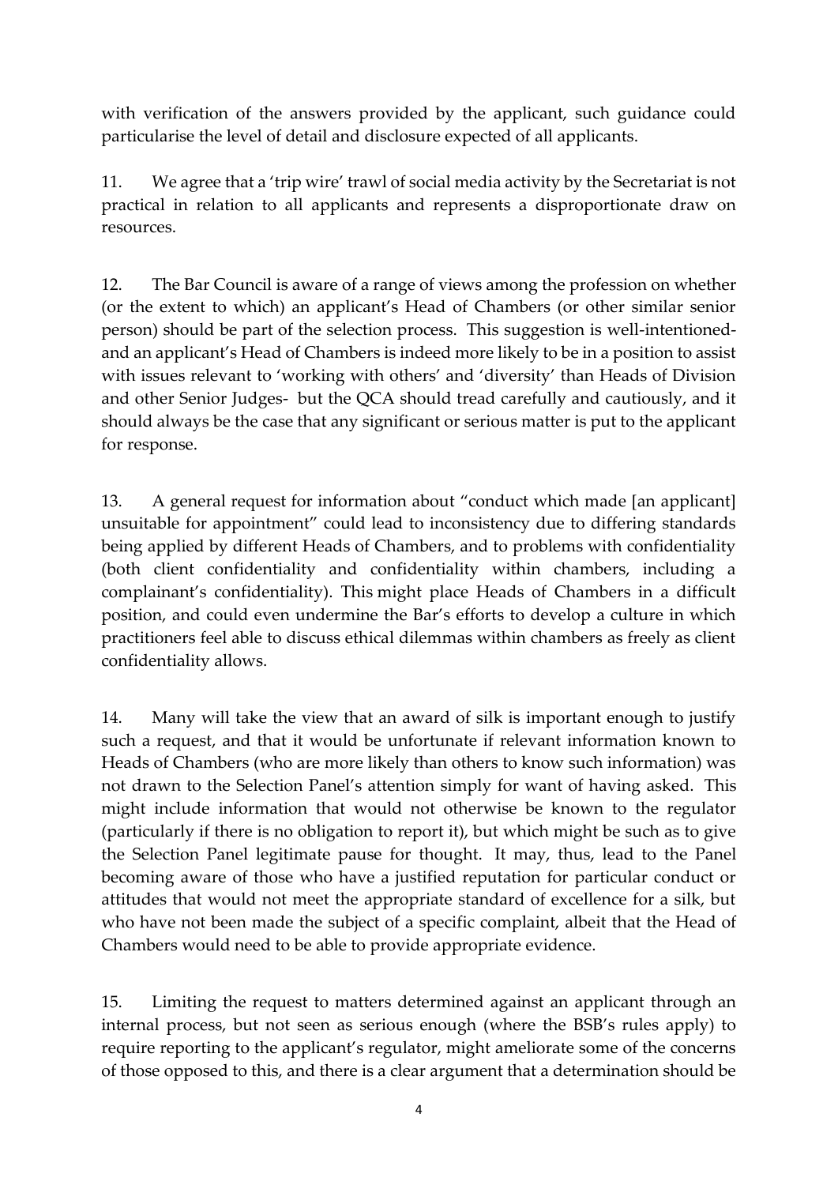with verification of the answers provided by the applicant, such guidance could particularise the level of detail and disclosure expected of all applicants.

11. We agree that a 'trip wire' trawl of social media activity by the Secretariat is not practical in relation to all applicants and represents a disproportionate draw on resources.

12. The Bar Council is aware of a range of views among the profession on whether (or the extent to which) an applicant's Head of Chambers (or other similar senior person) should be part of the selection process. This suggestion is well-intentioned- and an applicant's Head of Chambers is indeed more likely to be in a position to assist with issues relevant to 'working with others' and 'diversity' than Heads of Division and other Senior Judges- but the QCA should tread carefully and cautiously, and it should always be the case that any significant or serious matter is put to the applicant for response.

13. A general request for information about "conduct which made [an applicant] unsuitable for appointment" could lead to inconsistency due to differing standards being applied by different Heads of Chambers, and to problems with confidentiality (both client confidentiality and confidentiality within chambers, including a complainant's confidentiality). This might place Heads of Chambers in a difficult position, and could even undermine the Bar's efforts to develop a culture in which practitioners feel able to discuss ethical dilemmas within chambers as freely as client confidentiality allows.

14. Many will take the view that an award of silk is important enough to justify such a request, and that it would be unfortunate if relevant information known to Heads of Chambers (who are more likely than others to know such information) was not drawn to the Selection Panel's attention simply for want of having asked. This might include information that would not otherwise be known to the regulator (particularly if there is no obligation to report it), but which might be such as to give the Selection Panel legitimate pause for thought. It may, thus, lead to the Panel becoming aware of those who have a justified reputation for particular conduct or attitudes that would not meet the appropriate standard of excellence for a silk, but who have not been made the subject of a specific complaint, albeit that the Head of Chambers would need to be able to provide appropriate evidence.

15. Limiting the request to matters determined against an applicant through an internal process, but not seen as serious enough (where the BSB's rules apply) to require reporting to the applicant's regulator, might ameliorate some of the concerns of those opposed to this, and there is a clear argument that a determination should be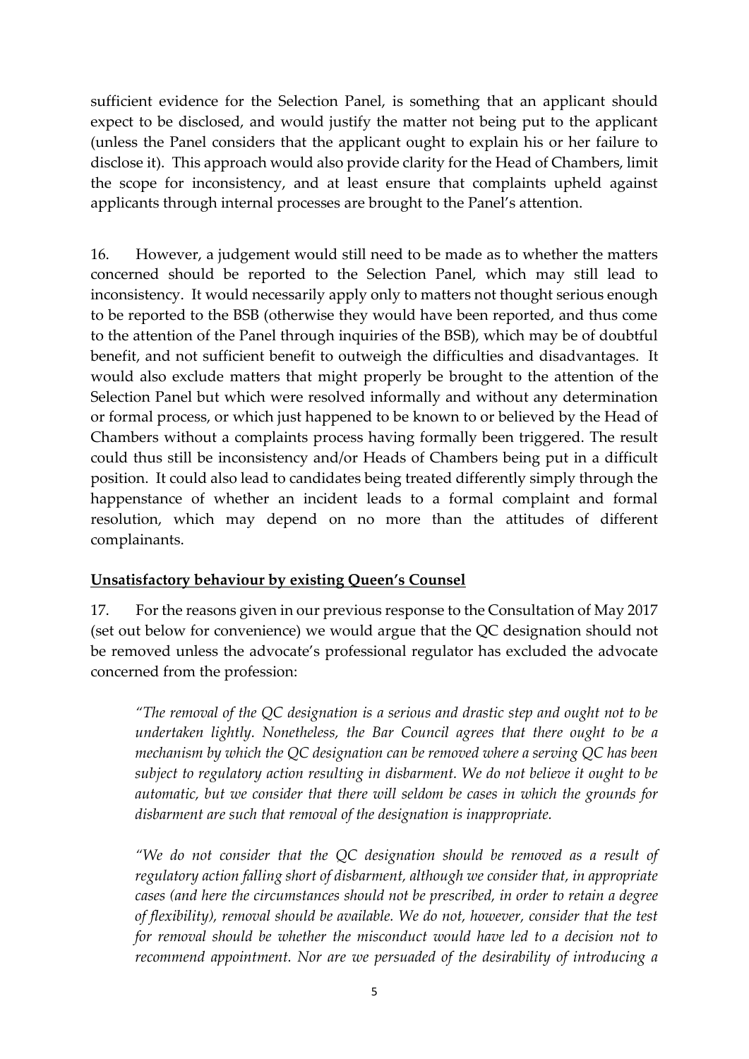sufficient evidence for the Selection Panel, is something that an applicant should expect to be disclosed, and would justify the matter not being put to the applicant (unless the Panel considers that the applicant ought to explain his or her failure to disclose it). This approach would also provide clarity for the Head of Chambers, limit the scope for inconsistency, and at least ensure that complaints upheld against applicants through internal processes are brought to the Panel's attention.

16. However, a judgement would still need to be made as to whether the matters concerned should be reported to the Selection Panel, which may still lead to inconsistency. It would necessarily apply only to matters not thought serious enough to be reported to the BSB (otherwise they would have been reported, and thus come to the attention of the Panel through inquiries of the BSB), which may be of doubtful benefit, and not sufficient benefit to outweigh the difficulties and disadvantages. It would also exclude matters that might properly be brought to the attention of the Selection Panel but which were resolved informally and without any determination or formal process, or which just happened to be known to or believed by the Head of Chambers without a complaints process having formally been triggered. The result could thus still be inconsistency and/or Heads of Chambers being put in a difficult position. It could also lead to candidates being treated differently simply through the happenstance of whether an incident leads to a formal complaint and formal resolution, which may depend on no more than the attitudes of different complainants.

## <u>Unsatisfactory behaviour by existing Queen's Counsel</u>

17. For the reasons given in our previous response to the Consultation of May 2017 (set out below for convenience) we would argue that the QC designation should not be removed unless the advocate's professional regulator has excluded the advocate concerned from the profession:

> *"The removal of the QC designation is a serious and drastic step and ought not to be undertaken lightly. Nonetheless, the Bar Council agrees that there ought to be a mechanism by which the QC designation can be removed where a serving QC has been subject to regulatory action resulting in disbarment. We do not believe it ought to be automatic, but we consider that there will seldom be cases in which the grounds for disbarment are such that removal of the designation is inappropriate.*
>
> *"We do not consider that the QC designation should be removed as a result of regulatory action falling short of disbarment, although we consider that, in appropriate cases (and here the circumstances should not be prescribed, in order to retain a degree of flexibility), removal should be available. We do not, however, consider that the test for removal should be whether the misconduct would have led to a decision not to recommend appointment. Nor are we persuaded of the desirability of introducing a*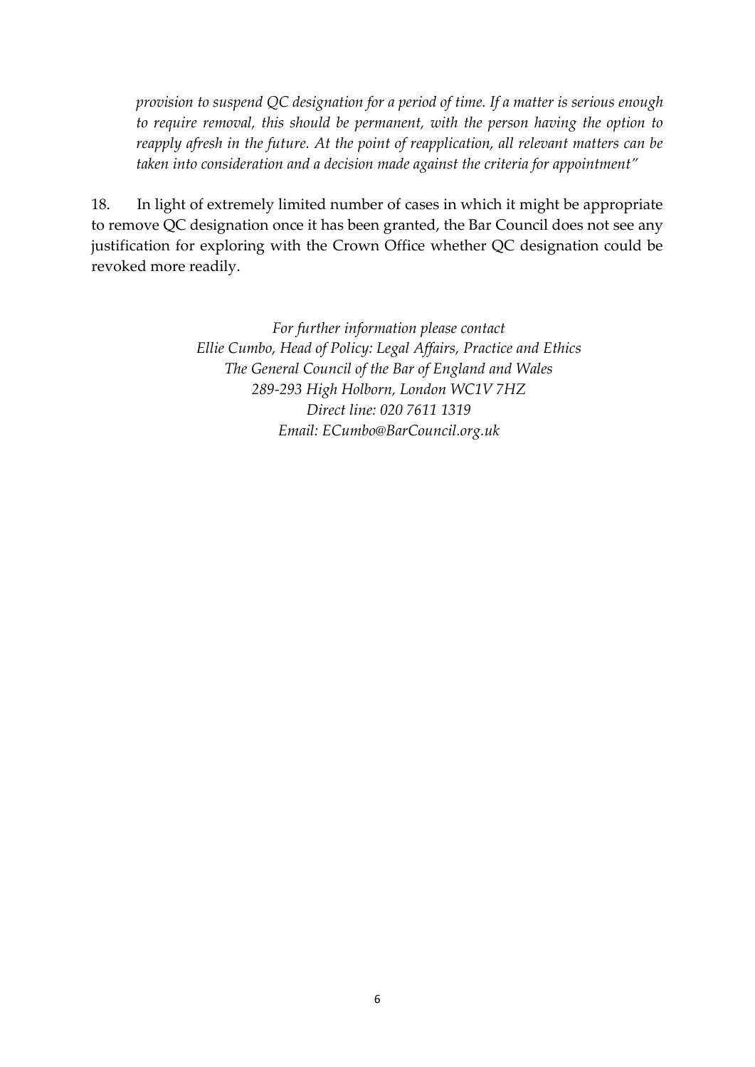*provision to suspend QC designation for a period of time. If a matter is serious enough to require removal, this should be permanent, with the person having the option to reapply afresh in the future. At the point of reapplication, all relevant matters can be taken into consideration and a decision made against the criteria for appointment"*

18. In light of extremely limited number of cases in which it might be appropriate to remove QC designation once it has been granted, the Bar Council does not see any justification for exploring with the Crown Office whether QC designation could be revoked more readily.

*For further information please contact*
*Ellie Cumbo, Head of Policy: Legal Affairs, Practice and Ethics*
*The General Council of the Bar of England and Wales*
*289-293 High Holborn, London WC1V 7HZ*
*Direct line: 020 7611 1319*
*Email: ECumbo@BarCouncil.org.uk*